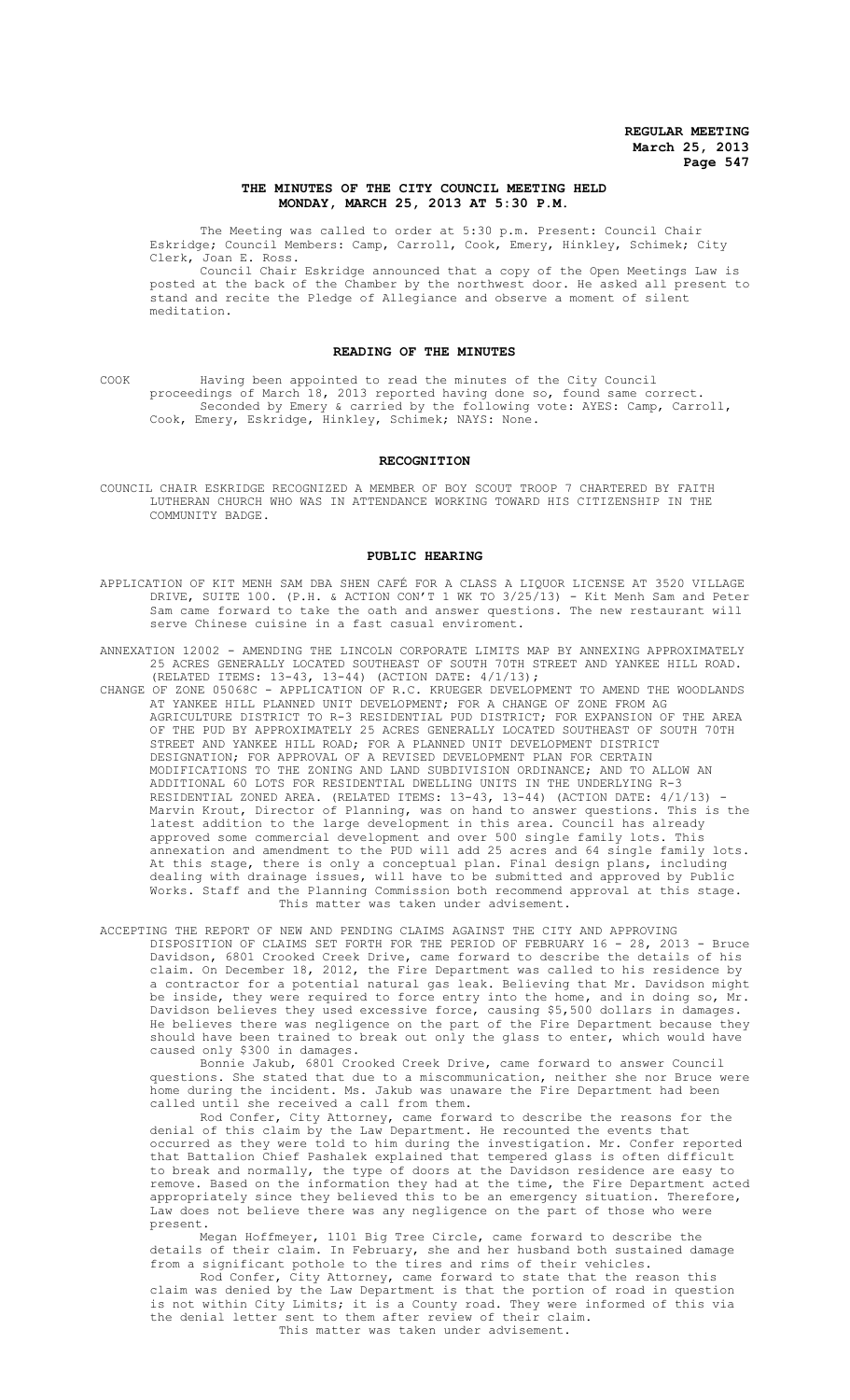# THE MINUTES OF THE CITY COUNCIL MEETING HELD MONDAY, MARCH 25, 2013 AT 5:30 P.M.

The Meeting was called to order at 5:30 p.m. Present: Council Chair Eskridge; Council Members: Camp, Carroll, Cook, Emery, Hinkley, Schimek; City Clerk, Joan E. Ross.

Council Chair Eskridge announced that a copy of the Open Meetings Law is posted at the back of the Chamber by the northwest door. He asked all present to stand and recite the Pledge of Allegiance and observe a moment of silent meditation.

## READING OF THE MINUTES

COOK Having been appointed to read the minutes of the City Council proceedings of March 18, 2013 reported having done so, found same correct.

Seconded by Emery & carried by the following vote: AYES: Camp, Carroll, Cook, Emery, Eskridge, Hinkley, Schimek; NAYS: None.

## RECOGNITION

COUNCIL CHAIR ESKRIDGE RECOGNIZED A MEMBER OF BOY SCOUT TROOP 7 CHARTERED BY FAITH LUTHERAN CHURCH WHO WAS IN ATTENDANCE WORKING TOWARD HIS CITIZENSHIP IN THE COMMUNITY BADGE.

## PUBLIC HEARING

APPLICATION OF KIT MENH SAM DBA SHEN CAFÉ FOR A CLASS A LIQUOR LICENSE AT 3520 VILLAGE DRIVE, SUITE 100. (P.H. & ACTION CON'T 1 WK TO 3/25/13) - Kit Menh Sam and Peter Sam came forward to take the oath and answer questions. The new restaurant will serve Chinese cuisine in a fast casual enviroment.

ANNEXATION 12002 - AMENDING THE LINCOLN CORPORATE LIMITS MAP BY ANNEXING APPROXIMATELY 25 ACRES GENERALLY LOCATED SOUTHEAST OF SOUTH 70TH STREET AND YANKEE HILL ROAD. (RELATED ITEMS: 13-43, 13-44) (ACTION DATE: 4/1/13);

CHANGE OF ZONE 05068C - APPLICATION OF R.C. KRUEGER DEVELOPMENT TO AMEND THE WOODLANDS AT YANKEE HILL PLANNED UNIT DEVELOPMENT; FOR A CHANGE OF ZONE FROM AG AGRICULTURE DISTRICT TO R-3 RESIDENTIAL PUD DISTRICT; FOR EXPANSION OF THE AREA OF THE PUD BY APPROXIMATELY 25 ACRES GENERALLY LOCATED SOUTHEAST OF SOUTH 70TH STREET AND YANKEE HILL ROAD; FOR A PLANNED UNIT DEVELOPMENT DISTRICT DESIGNATION; FOR APPROVAL OF A REVISED DEVELOPMENT PLAN FOR CERTAIN MODIFICATIONS TO THE ZONING AND LAND SUBDIVISION ORDINANCE; AND TO ALLOW AN ADDITIONAL 60 LOTS FOR RESIDENTIAL DWELLING UNITS IN THE UNDERLYING R-3 RESIDENTIAL ZONED AREA. (RELATED ITEMS: 13-43, 13-44) (ACTION DATE: 4/1/13) - Marvin Krout, Director of Planning, was on hand to answer questions. This is the latest addition to the large development in this area. Council has already approved some commercial development and over 500 single family lots. This annexation and amendment to the PUD will add 25 acres and 64 single family lots. At this stage, there is only a conceptual plan. Final design plans, including dealing with drainage issues, will have to be submitted and approved by Public Works. Staff and the Planning Commission both recommend approval at this stage.

This matter was taken under advisement.

ACCEPTING THE REPORT OF NEW AND PENDING CLAIMS AGAINST THE CITY AND APPROVING DISPOSITION OF CLAIMS SET FORTH FOR THE PERIOD OF FEBRUARY 16 - 28, 2013 - Bruce Davidson, 6801 Crooked Creek Drive, came forward to describe the details of his claim. On December 18, 2012, the Fire Department was called to his residence by a contractor for a potential natural gas leak. Believing that Mr. Davidson might be inside, they were required to force entry into the home, and in doing so, Mr. Davidson believes they used excessive force, causing $5,500 dollars in damages. He believes there was negligence on the part of the Fire Department because they should have been trained to break out only the glass to enter, which would have caused only $300 in damages.

Bonnie Jakub, 6801 Crooked Creek Drive, came forward to answer Council questions. She stated that due to a miscommunication, neither she nor Bruce were home during the incident. Ms. Jakub was unaware the Fire Department had been called until she received a call from them.

Rod Confer, City Attorney, came forward to describe the reasons for the denial of this claim by the Law Department. He recounted the events that occurred as they were told to him during the investigation. Mr. Confer reported that Battalion Chief Pashalek explained that tempered glass is often difficult to break and normally, the type of doors at the Davidson residence are easy to remove. Based on the information they had at the time, the Fire Department acted appropriately since they believed this to be an emergency situation. Therefore, Law does not believe there was any negligence on the part of those who were present.

Megan Hoffmeyer, 1101 Big Tree Circle, came forward to describe the details of their claim. In February, she and her husband both sustained damage from a significant pothole to the tires and rims of their vehicles.

Rod Confer, City Attorney, came forward to state that the reason this claim was denied by the Law Department is that the portion of road in question is not within City Limits; it is a County road. They were informed of this via the denial letter sent to them after review of their claim.

This matter was taken under advisement.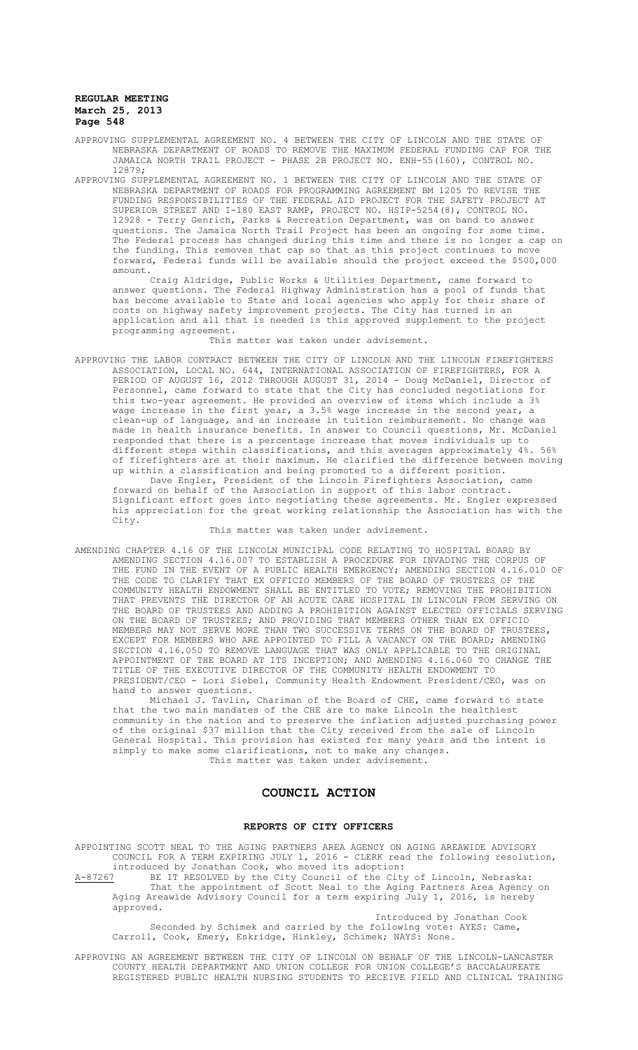APPROVING SUPPLEMENTAL AGREEMENT NO. 4 BETWEEN THE CITY OF LINCOLN AND THE STATE OF NEBRASKA DEPARTMENT OF ROADS TO REMOVE THE MAXIMUM FEDERAL FUNDING CAP FOR THE JAMAICA NORTH TRAIL PROJECT - PHASE 2B PROJECT NO. ENH-55(160), CONTROL NO. 12879;

APPROVING SUPPLEMENTAL AGREEMENT NO. 1 BETWEEN THE CITY OF LINCOLN AND THE STATE OF NEBRASKA DEPARTMENT OF ROADS FOR PROGRAMMING AGREEMENT BM 1205 TO REVISE THE FUNDING RESPONSIBILITIES OF THE FEDERAL AID PROJECT FOR THE SAFETY PROJECT AT SUPERIOR STREET AND I-180 EAST RAMP, PROJECT NO. HSIP-5254(8), CONTROL NO. 12928 - Terry Genrich, Parks & Recreation Department, was on hand to answer questions. The Jamaica North Trail Project has been an ongoing for some time. The Federal process has changed during this time and there is no longer a cap on the funding. This removes that cap so that as this project continues to move forward, Federal funds will be available should the project exceed the $500,000 amount.

Craig Aldridge, Public Works & Utilities Department, came forward to answer questions. The Federal Highway Administration has a pool of funds that has become available to State and local agencies who apply for their share of costs on highway safety improvement projects. The City has turned in an application and all that is needed is this approved supplement to the project programming agreement.

This matter was taken under advisement.

APPROVING THE LABOR CONTRACT BETWEEN THE CITY OF LINCOLN AND THE LINCOLN FIREFIGHTERS ASSOCIATION, LOCAL NO. 644, INTERNATIONAL ASSOCIATION OF FIREFIGHTERS, FOR A PERIOD OF AUGUST 16, 2012 THROUGH AUGUST 31, 2014 - Doug McDaniel, Director of Personnel, came forward to state that the City has concluded negotiations for this two-year agreement. He provided an overview of items which include a 3% wage increase in the first year, a 3.5% wage increase in the second year, a clean-up of language, and an increase in tuition reimbursement. No change was made in health insurance benefits. In answer to Council questions, Mr. McDaniel responded that there is a percentage increase that moves individuals up to different steps within classifications, and this averages approximately 4%. 56% of firefighters are at their maximum. He clarified the difference between moving up within a classification and being promoted to a different position.

Dave Engler, President of the Lincoln Firefighters Association, came forward on behalf of the Association in support of this labor contract. Significant effort goes into negotiating these agreements. Mr. Engler expressed his appreciation for the great working relationship the Association has with the City.

This matter was taken under advisement.

AMENDING CHAPTER 4.16 OF THE LINCOLN MUNICIPAL CODE RELATING TO HOSPITAL BOARD BY AMENDING SECTION 4.16.007 TO ESTABLISH A PROCEDURE FOR INVADING THE CORPUS OF THE FUND IN THE EVENT OF A PUBLIC HEALTH EMERGENCY; AMENDING SECTION 4.16.010 OF THE CODE TO CLARIFY THAT EX OFFICIO MEMBERS OF THE BOARD OF TRUSTEES OF THE COMMUNITY HEALTH ENDOWMENT SHALL BE ENTITLED TO VOTE; REMOVING THE PROHIBITION THAT PREVENTS THE DIRECTOR OF AN ACUTE CARE HOSPITAL IN LINCOLN FROM SERVING ON THE BOARD OF TRUSTEES AND ADDING A PROHIBITION AGAINST ELECTED OFFICIALS SERVING ON THE BOARD OF TRUSTEES; AND PROVIDING THAT MEMBERS OTHER THAN EX OFFICIO MEMBERS MAY NOT SERVE MORE THAN TWO SUCCESSIVE TERMS ON THE BOARD OF TRUSTEES, EXCEPT FOR MEMBERS WHO ARE APPOINTED TO FILL A VACANCY ON THE BOARD; AMENDING SECTION 4.16.050 TO REMOVE LANGUAGE THAT WAS ONLY APPLICABLE TO THE ORIGINAL APPOINTMENT OF THE BOARD AT ITS INCEPTION; AND AMENDING 4.16.060 TO CHANGE THE TITLE OF THE EXECUTIVE DIRECTOR OF THE COMMUNITY HEALTH ENDOWMENT TO PRESIDENT/CEO - Lori Siebel, Community Health Endowment President/CEO, was on hand to answer questions.

Michael J. Tavlin, Chariman of the Board of CHE, came forward to state that the two main mandates of the CHE are to make Lincoln the healthiest community in the nation and to preserve the inflation adjusted purchasing power of the original $37 million that the City received from the sale of Lincoln General Hospital. This provision has existed for many years and the intent is simply to make some clarifications, not to make any changes.

This matter was taken under advisement.

## COUNCIL ACTION

### REPORTS OF CITY OFFICERS

APPOINTING SCOTT NEAL TO THE AGING PARTNERS AREA AGENCY ON AGING AREAWIDE ADVISORY COUNCIL FOR A TERM EXPIRING JULY 1, 2016 - CLERK read the following resolution, introduced by Jonathan Cook, who moved its adoption:

A-87267 BE IT RESOLVED by the City Council of the City of Lincoln, Nebraska:

That the appointment of Scott Neal to the Aging Partners Area Agency on Aging Areawide Advisory Council for a term expiring July 1, 2016, is hereby approved.

Introduced by Jonathan Cook

Seconded by Schimek and carried by the following vote: AYES: Camp, Carroll, Cook, Emery, Eskridge, Hinkley, Schimek; NAYS: None.

APPROVING AN AGREEMENT BETWEEN THE CITY OF LINCOLN ON BEHALF OF THE LINCOLN-LANCASTER COUNTY HEALTH DEPARTMENT AND UNION COLLEGE FOR UNION COLLEGE'S BACCALAUREATE REGISTERED PUBLIC HEALTH NURSING STUDENTS TO RECEIVE FIELD AND CLINICAL TRAINING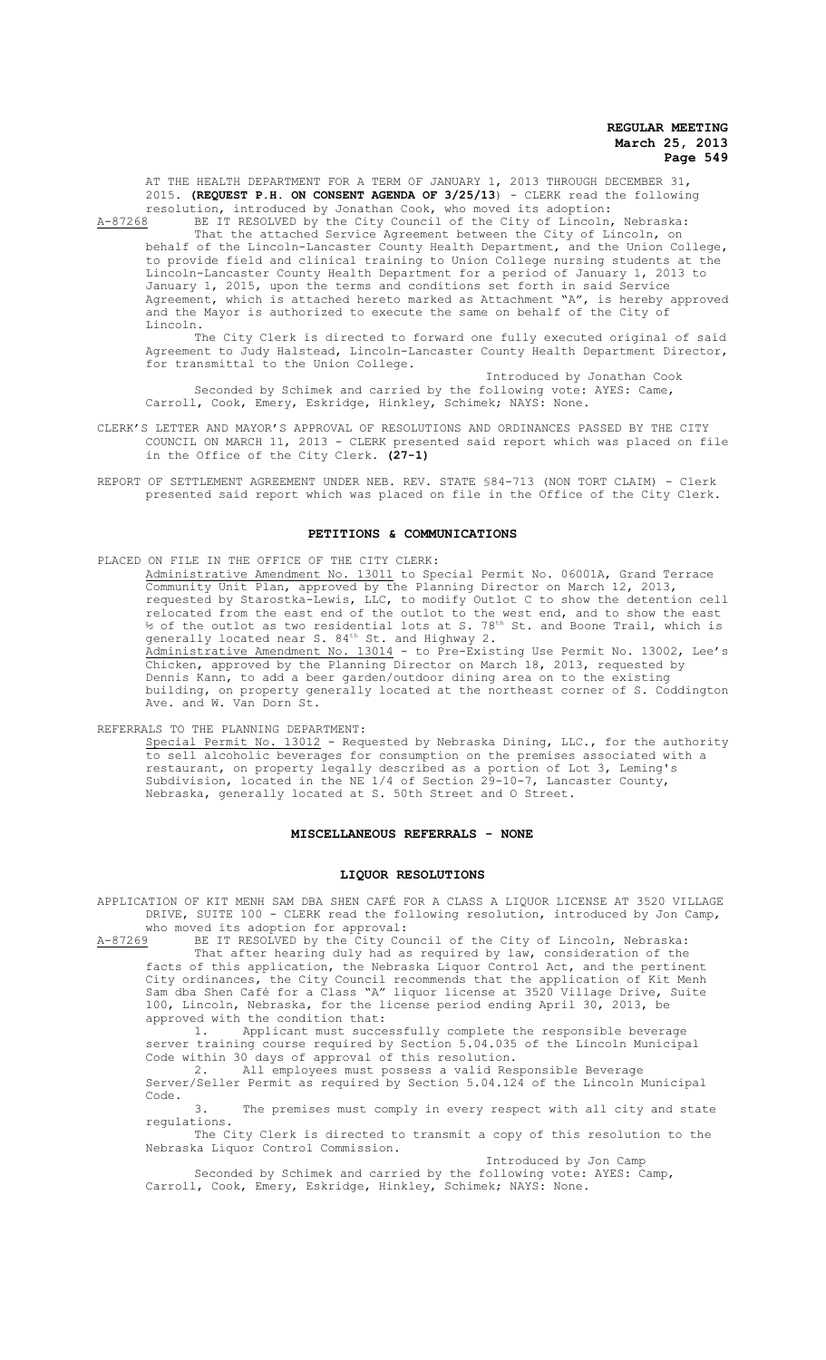AT THE HEALTH DEPARTMENT FOR A TERM OF JANUARY 1, 2013 THROUGH DECEMBER 31, 2015. **(REQUEST P.H. ON CONSENT AGENDA OF 3/25/13)** - CLERK read the following resolution, introduced by Jonathan Cook, who moved its adoption:

A-87268 BE IT RESOLVED by the City Council of the City of Lincoln, Nebraska:

That the attached Service Agreement between the City of Lincoln, on behalf of the Lincoln-Lancaster County Health Department, and the Union College, to provide field and clinical training to Union College nursing students at the Lincoln-Lancaster County Health Department for a period of January 1, 2013 to January 1, 2015, upon the terms and conditions set forth in said Service Agreement, which is attached hereto marked as Attachment "A", is hereby approved and the Mayor is authorized to execute the same on behalf of the City of Lincoln.

The City Clerk is directed to forward one fully executed original of said Agreement to Judy Halstead, Lincoln-Lancaster County Health Department Director, for transmittal to the Union College.

Introduced by Jonathan Cook

Seconded by Schimek and carried by the following vote: AYES: Came, Carroll, Cook, Emery, Eskridge, Hinkley, Schimek; NAYS: None.

CLERK'S LETTER AND MAYOR'S APPROVAL OF RESOLUTIONS AND ORDINANCES PASSED BY THE CITY COUNCIL ON MARCH 11, 2013 - CLERK presented said report which was placed on file in the Office of the City Clerk. **(27-1)**

REPORT OF SETTLEMENT AGREEMENT UNDER NEB. REV. STATE §84-713 (NON TORT CLAIM) - Clerk presented said report which was placed on file in the Office of the City Clerk.

## PETITIONS & COMMUNICATIONS

PLACED ON FILE IN THE OFFICE OF THE CITY CLERK:

Administrative Amendment No. 13011 to Special Permit No. 06001A, Grand Terrace Community Unit Plan, approved by the Planning Director on March 12, 2013, requested by Starostka-Lewis, LLC, to modify Outlot C to show the detention cell relocated from the east end of the outlot to the west end, and to show the east ½ of the outlot as two residential lots at S. 78th St. and Boone Trail, which is generally located near S. 84th St. and Highway 2.

Administrative Amendment No. 13014 - to Pre-Existing Use Permit No. 13002, Lee's Chicken, approved by the Planning Director on March 18, 2013, requested by Dennis Kann, to add a beer garden/outdoor dining area on to the existing building, on property generally located at the northeast corner of S. Coddington Ave. and W. Van Dorn St.

REFERRALS TO THE PLANNING DEPARTMENT:

Special Permit No. 13012 - Requested by Nebraska Dining, LLC., for the authority to sell alcoholic beverages for consumption on the premises associated with a restaurant, on property legally described as a portion of Lot 3, Leming's Subdivision, located in the NE 1/4 of Section 29-10-7, Lancaster County, Nebraska, generally located at S. 50th Street and O Street.

## MISCELLANEOUS REFERRALS - NONE

## LIQUOR RESOLUTIONS

APPLICATION OF KIT MENH SAM DBA SHEN CAFÉ FOR A CLASS A LIQUOR LICENSE AT 3520 VILLAGE DRIVE, SUITE 100 - CLERK read the following resolution, introduced by Jon Camp, who moved its adoption for approval:

A-87269 BE IT RESOLVED by the City Council of the City of Lincoln, Nebraska:

That after hearing duly had as required by law, consideration of the facts of this application, the Nebraska Liquor Control Act, and the pertinent City ordinances, the City Council recommends that the application of Kit Menh Sam dba Shen Café for a Class "A" liquor license at 3520 Village Drive, Suite 100, Lincoln, Nebraska, for the license period ending April 30, 2013, be approved with the condition that:

1. Applicant must successfully complete the responsible beverage server training course required by Section 5.04.035 of the Lincoln Municipal Code within 30 days of approval of this resolution.
2. All employees must possess a valid Responsible Beverage Server/Seller Permit as required by Section 5.04.124 of the Lincoln Municipal Code.
3. The premises must comply in every respect with all city and state regulations.

The City Clerk is directed to transmit a copy of this resolution to the Nebraska Liquor Control Commission.

Introduced by Jon Camp

Seconded by Schimek and carried by the following vote: AYES: Camp, Carroll, Cook, Emery, Eskridge, Hinkley, Schimek; NAYS: None.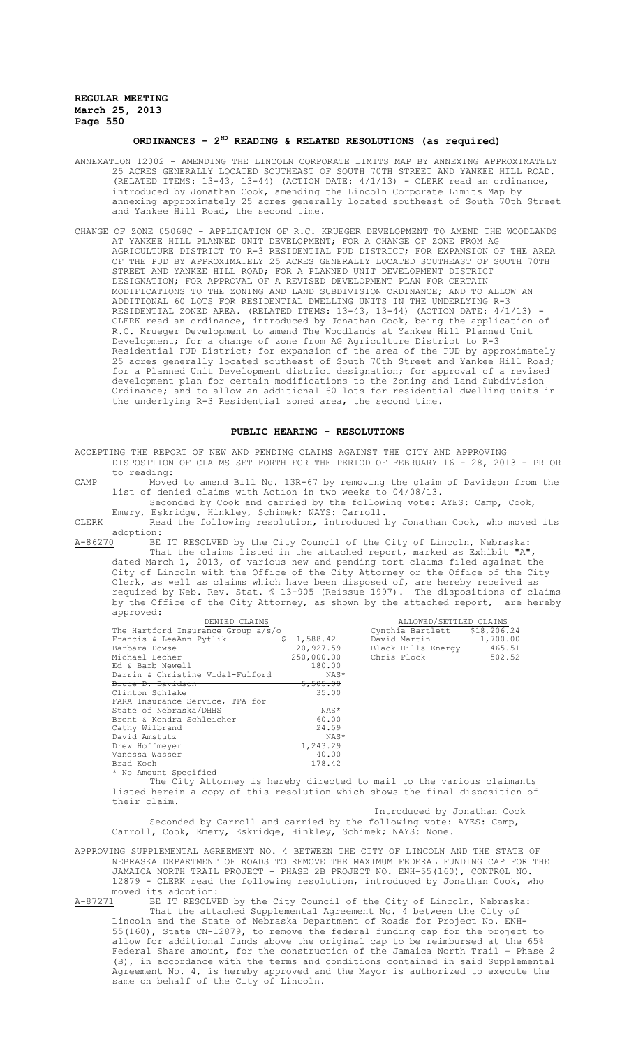## ORDINANCES - 2[ND] READING & RELATED RESOLUTIONS (as required)

ANNEXATION 12002 - AMENDING THE LINCOLN CORPORATE LIMITS MAP BY ANNEXING APPROXIMATELY 25 ACRES GENERALLY LOCATED SOUTHEAST OF SOUTH 70TH STREET AND YANKEE HILL ROAD. (RELATED ITEMS: 13-43, 13-44) (ACTION DATE: 4/1/13) - CLERK read an ordinance, introduced by Jonathan Cook, amending the Lincoln Corporate Limits Map by annexing approximately 25 acres generally located southeast of South 70th Street and Yankee Hill Road, the second time.

CHANGE OF ZONE 05068C - APPLICATION OF R.C. KRUEGER DEVELOPMENT TO AMEND THE WOODLANDS AT YANKEE HILL PLANNED UNIT DEVELOPMENT; FOR A CHANGE OF ZONE FROM AG AGRICULTURE DISTRICT TO R-3 RESIDENTIAL PUD DISTRICT; FOR EXPANSION OF THE AREA OF THE PUD BY APPROXIMATELY 25 ACRES GENERALLY LOCATED SOUTHEAST OF SOUTH 70TH STREET AND YANKEE HILL ROAD; FOR A PLANNED UNIT DEVELOPMENT DISTRICT DESIGNATION; FOR APPROVAL OF A REVISED DEVELOPMENT PLAN FOR CERTAIN MODIFICATIONS TO THE ZONING AND LAND SUBDIVISION ORDINANCE; AND TO ALLOW AN ADDITIONAL 60 LOTS FOR RESIDENTIAL DWELLING UNITS IN THE UNDERLYING R-3 RESIDENTIAL ZONED AREA. (RELATED ITEMS: 13-43, 13-44) (ACTION DATE: 4/1/13) - CLERK read an ordinance, introduced by Jonathan Cook, being the application of R.C. Krueger Development to amend The Woodlands at Yankee Hill Planned Unit Development; for a change of zone from AG Agriculture District to R-3 Residential PUD District; for expansion of the area of the PUD by approximately 25 acres generally located southeast of South 70th Street and Yankee Hill Road; for a Planned Unit Development district designation; for approval of a revised development plan for certain modifications to the Zoning and Land Subdivision Ordinance; and to allow an additional 60 lots for residential dwelling units in the underlying R-3 Residential zoned area, the second time.

## PUBLIC HEARING - RESOLUTIONS

ACCEPTING THE REPORT OF NEW AND PENDING CLAIMS AGAINST THE CITY AND APPROVING DISPOSITION OF CLAIMS SET FORTH FOR THE PERIOD OF FEBRUARY 16 - 28, 2013 - PRIOR to reading:

CAMP Moved to amend Bill No. 13R-67 by removing the claim of Davidson from the list of denied claims with Action in two weeks to 04/08/13.

Seconded by Cook and carried by the following vote: AYES: Camp, Cook, Emery, Eskridge, Hinkley, Schimek; NAYS: Carroll.

CLERK Read the following resolution, introduced by Jonathan Cook, who moved its adoption:

A-86270 BE IT RESOLVED by the City Council of the City of Lincoln, Nebraska:

That the claims listed in the attached report, marked as Exhibit "A", dated March 1, 2013, of various new and pending tort claims filed against the City of Lincoln with the Office of the City Attorney or the Office of the City Clerk, as well as claims which have been disposed of, are hereby received as required by Neb. Rev. Stat. § 13-905 (Reissue 1997). The dispositions of claims by the Office of the City Attorney, as shown by the attached report, are hereby approved:

| DENIED CLAIMS | | ALLOWED/SETTLED CLAIMS | |
|---|---|---|---|
| The Hartford Insurance Group a/s/o Francis & LeaAnn Pytlik | $ 1,588.42 | Cynthia Bartlett | $18,206.24 |
| Barbara Dowse | 20,927.59 | David Martin | 1,700.00 |
| Michael Lecher | 250,000.00 | Black Hills Energy | 465.51 |
| Ed & Barb Newell | 180.00 | Chris Plock | 502.52 |
| Darrin & Christine Vidal-Fulford | NAS* | | |
| ~~Bruce D. Davidson~~ | ~~5,505.00~~ | | |
| Clinton Schlake | 35.00 | | |
| FARA Insurance Service, TPA for State of Nebraska/DHHS | NAS* | | |
| Brent & Kendra Schleicher | 60.00 | | |
| Cathy Wilbrand | 24.59 | | |
| David Amstutz | NAS* | | |
| Drew Hoffmeyer | 1,243.29 | | |
| Vanessa Wasser | 40.00 | | |
| Brad Koch | 178.42 | | |

\* No Amount Specified

The City Attorney is hereby directed to mail to the various claimants listed herein a copy of this resolution which shows the final disposition of their claim.

Introduced by Jonathan Cook

Seconded by Carroll and carried by the following vote: AYES: Camp, Carroll, Cook, Emery, Eskridge, Hinkley, Schimek; NAYS: None.

APPROVING SUPPLEMENTAL AGREEMENT NO. 4 BETWEEN THE CITY OF LINCOLN AND THE STATE OF NEBRASKA DEPARTMENT OF ROADS TO REMOVE THE MAXIMUM FEDERAL FUNDING CAP FOR THE JAMAICA NORTH TRAIL PROJECT - PHASE 2B PROJECT NO. ENH-55(160), CONTROL NO. 12879 - CLERK read the following resolution, introduced by Jonathan Cook, who moved its adoption:

A-87271 BE IT RESOLVED by the City Council of the City of Lincoln, Nebraska:

That the attached Supplemental Agreement No. 4 between the City of Lincoln and the State of Nebraska Department of Roads for Project No. ENH-55(160), State CN-12879, to remove the federal funding cap for the project to allow for additional funds above the original cap to be reimbursed at the 65% Federal Share amount, for the construction of the Jamaica North Trail – Phase 2 (B), in accordance with the terms and conditions contained in said Supplemental Agreement No. 4, is hereby approved and the Mayor is authorized to execute the same on behalf of the City of Lincoln.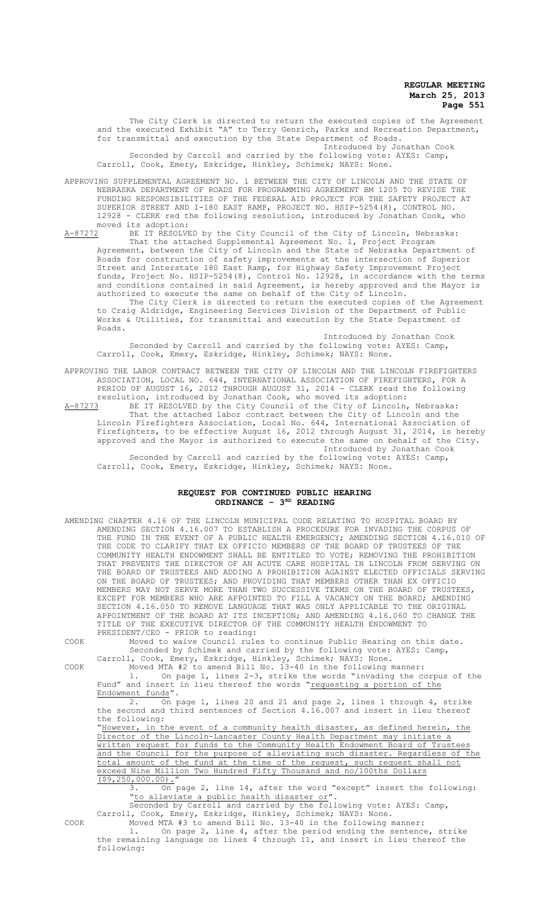The City Clerk is directed to return the executed copies of the Agreement and the executed Exhibit "A" to Terry Genrich, Parks and Recreation Department, for transmittal and execution by the State Department of Roads.

Introduced by Jonathan Cook

Seconded by Carroll and carried by the following vote: AYES: Camp, Carroll, Cook, Emery, Eskridge, Hinkley, Schimek; NAYS: None.

APPROVING SUPPLEMENTAL AGREEMENT NO. 1 BETWEEN THE CITY OF LINCOLN AND THE STATE OF NEBRASKA DEPARTMENT OF ROADS FOR PROGRAMMING AGREEMENT BM 1205 TO REVISE THE FUNDING RESPONSIBILITIES OF THE FEDERAL AID PROJECT FOR THE SAFETY PROJECT AT SUPERIOR STREET AND I-180 EAST RAMP, PROJECT NO. HSIP-5254(8), CONTROL NO. 12928 - CLERK red the following resolution, introduced by Jonathan Cook, who moved its adoption:

A-87272 BE IT RESOLVED by the City Council of the City of Lincoln, Nebraska:

That the attached Supplemental Agreement No. 1, Project Program Agreement, between the City of Lincoln and the State of Nebraska Department of Roads for construction of safety improvements at the intersection of Superior Street and Interstate 180 East Ramp, for Highway Safety Improvement Project funds, Project No. HSIP-5254(8), Control No. 12928, in accordance with the terms and conditions contained in said Agreement, is hereby approved and the Mayor is authorized to execute the same on behalf of the City of Lincoln.

The City Clerk is directed to return the executed copies of the Agreement to Craig Aldridge, Engineering Services Division of the Department of Public Works & Utilities, for transmittal and execution by the State Department of Roads.

Introduced by Jonathan Cook

Seconded by Carroll and carried by the following vote: AYES: Camp, Carroll, Cook, Emery, Eskridge, Hinkley, Schimek; NAYS: None.

APPROVING THE LABOR CONTRACT BETWEEN THE CITY OF LINCOLN AND THE LINCOLN FIREFIGHTERS ASSOCIATION, LOCAL NO. 644, INTERNATIONAL ASSOCIATION OF FIREFIGHTERS, FOR A PERIOD OF AUGUST 16, 2012 THROUGH AUGUST 31, 2014 - CLERK read the following resolution, introduced by Jonathan Cook, who moved its adoption:

A-87273 BE IT RESOLVED by the City Council of the City of Lincoln, Nebraska:

That the attached labor contract between the City of Lincoln and the Lincoln Firefighters Association, Local No. 644, International Association of Firefighters, to be effective August 16, 2012 through August 31, 2014, is hereby approved and the Mayor is authorized to execute the same on behalf of the City.

Introduced by Jonathan Cook

Seconded by Carroll and carried by the following vote: AYES: Camp, Carroll, Cook, Emery, Eskridge, Hinkley, Schimek; NAYS: None.

## REQUEST FOR CONTINUED PUBLIC HEARING
## ORDINANCE - 3RD READING

AMENDING CHAPTER 4.16 OF THE LINCOLN MUNICIPAL CODE RELATING TO HOSPITAL BOARD BY AMENDING SECTION 4.16.007 TO ESTABLISH A PROCEDURE FOR INVADING THE CORPUS OF THE FUND IN THE EVENT OF A PUBLIC HEALTH EMERGENCY; AMENDING SECTION 4.16.010 OF THE CODE TO CLARIFY THAT EX OFFICIO MEMBERS OF THE BOARD OF TRUSTEES OF THE COMMUNITY HEALTH ENDOWMENT SHALL BE ENTITLED TO VOTE; REMOVING THE PROHIBITION THAT PREVENTS THE DIRECTOR OF AN ACUTE CARE HOSPITAL IN LINCOLN FROM SERVING ON THE BOARD OF TRUSTEES AND ADDING A PROHIBITION AGAINST ELECTED OFFICIALS SERVING ON THE BOARD OF TRUSTEES; AND PROVIDING THAT MEMBERS OTHER THAN EX OFFICIO MEMBERS MAY NOT SERVE MORE THAN TWO SUCCESSIVE TERMS ON THE BOARD OF TRUSTEES, EXCEPT FOR MEMBERS WHO ARE APPOINTED TO FILL A VACANCY ON THE BOARD; AMENDING SECTION 4.16.050 TO REMOVE LANGUAGE THAT WAS ONLY APPLICABLE TO THE ORIGINAL APPOINTMENT OF THE BOARD AT ITS INCEPTION; AND AMENDING 4.16.060 TO CHANGE THE TITLE OF THE EXECUTIVE DIRECTOR OF THE COMMUNITY HEALTH ENDOWMENT TO PRESIDENT/CEO - PRIOR to reading:

COOK Moved to waive Council rules to continue Public Hearing on this date.

Seconded by Schimek and carried by the following vote: AYES: Camp, Carroll, Cook, Emery, Eskridge, Hinkley, Schimek; NAYS: None.

COOK Moved MTA #2 to amend Bill No. 13-40 in the following manner:

1. On page 1, lines 2-3, strike the words "invading the corpus of the Fund" and insert in lieu thereof the words "requesting a portion of the Endowment funds".

2. On page 1, lines 20 and 21 and page 2, lines 1 through 4, strike the second and third sentences of Section 4.16.007 and insert in lieu thereof the following:

"However, in the event of a community health disaster, as defined herein, the Director of the Lincoln-Lancaster County Health Department may initiate a written request for funds to the Community Health Endowment Board of Trustees and the Council for the purpose of alleviating such disaster. Regardless of the total amount of the fund at the time of the request, such request shall not exceed Nine Million Two Hundred Fifty Thousand and no/100ths Dollars ($9,250,000.00)."

3. On page 2, line 14, after the word "except" insert the following: "to alleviate a public health disaster or".

Seconded by Carroll and carried by the following vote: AYES: Camp, Carroll, Cook, Emery, Eskridge, Hinkley, Schimek; NAYS: None.

COOK Moved MTA #3 to amend Bill No. 13-40 in the following manner:

1. On page 2, line 4, after the period ending the sentence, strike the remaining language on lines 4 through 11, and insert in lieu thereof the following: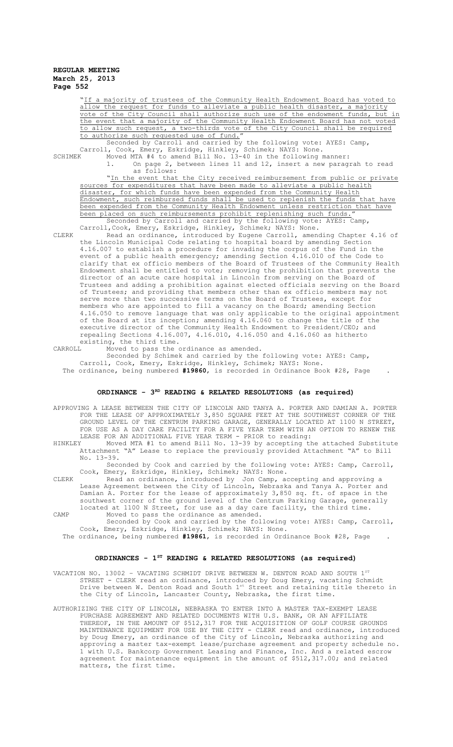"If a majority of trustees of the Community Health Endowment Board has voted to allow the request for funds to alleviate a public health disaster, a majority vote of the City Council shall authorize such use of the endowment funds, but in the event that a majority of the Community Health Endowment Board has not voted to allow such request, a two-thirds vote of the City Council shall be required to authorize such requested use of fund."

Seconded by Carroll and carried by the following vote: AYES: Camp, Carroll, Cook, Emery, Eskridge, Hinkley, Schimek; NAYS: None.

SCHIMEK Moved MTA #4 to amend Bill No. 13-40 in the following manner:

1. On page 2, between lines 11 and 12, insert a new paragrah to read as follows:

"In the event that the City received reimbursement from public or private sources for expenditures that have been made to alleviate a public health disaster, for which funds have been expended from the Community Health Endowment, such reimbursed funds shall be used to replenish the funds that have been expended from the Community Health Endowment unless restriction that have been placed on such reimbursements prohibit replenishing such funds."

Seconded by Carroll and carried by the following vote: AYES: Camp, Carroll,Cook, Emery, Eskridge, Hinkley, Schimek; NAYS: None.

CLERK Read an ordinance, introduced by Eugene Carroll, amending Chapter 4.16 of the Lincoln Municipal Code relating to hospital board by amending Section 4.16.007 to establish a procedure for invading the corpus of the Fund in the event of a public health emergency; amending Section 4.16.010 of the Code to clarify that ex officio members of the Board of Trustees of the Community Health Endowment shall be entitled to vote; removing the prohibition that prevents the director of an acute care hospital in Lincoln from serving on the Board of Trustees and adding a prohibition against elected officials serving on the Board of Trustees; and providing that members other than ex officio members may not serve more than two successive terms on the Board of Trustees, except for members who are appointed to fill a vacancy on the Board; amending Section 4.16.050 to remove language that was only applicable to the original appointment of the Board at its inception; amending 4.16.060 to change the title of the executive director of the Community Health Endowment to President/CEO; and repealing Sections 4.16.007, 4.16.010, 4.16.050 and 4.16.060 as hitherto existing, the third time.

CARROLL Moved to pass the ordinance as amended.

Seconded by Schimek and carried by the following vote: AYES: Camp, Carroll, Cook, Emery, Eskridge, Hinkley, Schimek; NAYS: None.

The ordinance, being numbered **#19860**, is recorded in Ordinance Book #28, Page .

## ORDINANCE - 3RD READING & RELATED RESOLUTIONS (as required)

APPROVING A LEASE BETWEEN THE CITY OF LINCOLN AND TANYA A. PORTER AND DAMIAN A. PORTER FOR THE LEASE OF APPROXIMATELY 3,850 SQUARE FEET AT THE SOUTHWEST CORNER OF THE GROUND LEVEL OF THE CENTRUM PARKING GARAGE, GENERALLY LOCATED AT 1100 N STREET, FOR USE AS A DAY CARE FACILITY FOR A FIVE YEAR TERM WITH AN OPTION TO RENEW THE LEASE FOR AN ADDITIONAL FIVE YEAR TERM - PRIOR to reading:

HINKLEY Moved MTA #1 to amend Bill No. 13-39 by accepting the attached Substitute Attachment "A" Lease to replace the previously provided Attachment "A" to Bill No. 13-39.

Seconded by Cook and carried by the following vote: AYES: Camp, Carroll, Cook, Emery, Eskridge, Hinkley, Schimek; NAYS: None.

CLERK Read an ordinance, introduced by Jon Camp, accepting and approving a Lease Agreement between the City of Lincoln, Nebraska and Tanya A. Porter and Damian A. Porter for the lease of approximately 3,850 sq. ft. of space in the southwest corner of the ground level of the Centrum Parking Garage, generally located at 1100 N Street, for use as a day care facility, the third time.

CAMP Moved to pass the ordinance as amended.

Seconded by Cook and carried by the following vote: AYES: Camp, Carroll, Cook, Emery, Eskridge, Hinkley, Schimek; NAYS: None.

The ordinance, being numbered **#19861**, is recorded in Ordinance Book #28, Page .

## ORDINANCES - 1ST READING & RELATED RESOLUTIONS (as required)

VACATION NO. 13002 – VACATING SCHMIDT DRIVE BETWEEN W. DENTON ROAD AND SOUTH 1ST STREET - CLERK read an ordinance, introduced by Doug Emery, vacating Schmidt Drive between W. Denton Road and South 1st Street and retaining title thereto in the City of Lincoln, Lancaster County, Nebraska, the first time.

AUTHORIZING THE CITY OF LINCOLN, NEBRASKA TO ENTER INTO A MASTER TAX-EXEMPT LEASE PURCHASE AGREEMENT AND RELATED DOCUMENTS WITH U.S. BANK, OR AN AFFILIATE THEREOF, IN THE AMOUNT OF $512,317 FOR THE ACQUISITION OF GOLF COURSE GROUNDS MAINTENANCE EQUIPMENT FOR USE BY THE CITY - CLERK read and ordinance, introduced by Doug Emery, an ordinance of the City of Lincoln, Nebraska authorizing and approving a master tax-exempt lease/purchase agreement and property schedule no. 1 with U.S. Bankcorp Government Leasing and Finance, Inc. And a related escrow agreement for maintenance equipment in the amount of $512,317.00; and related matters, the first time.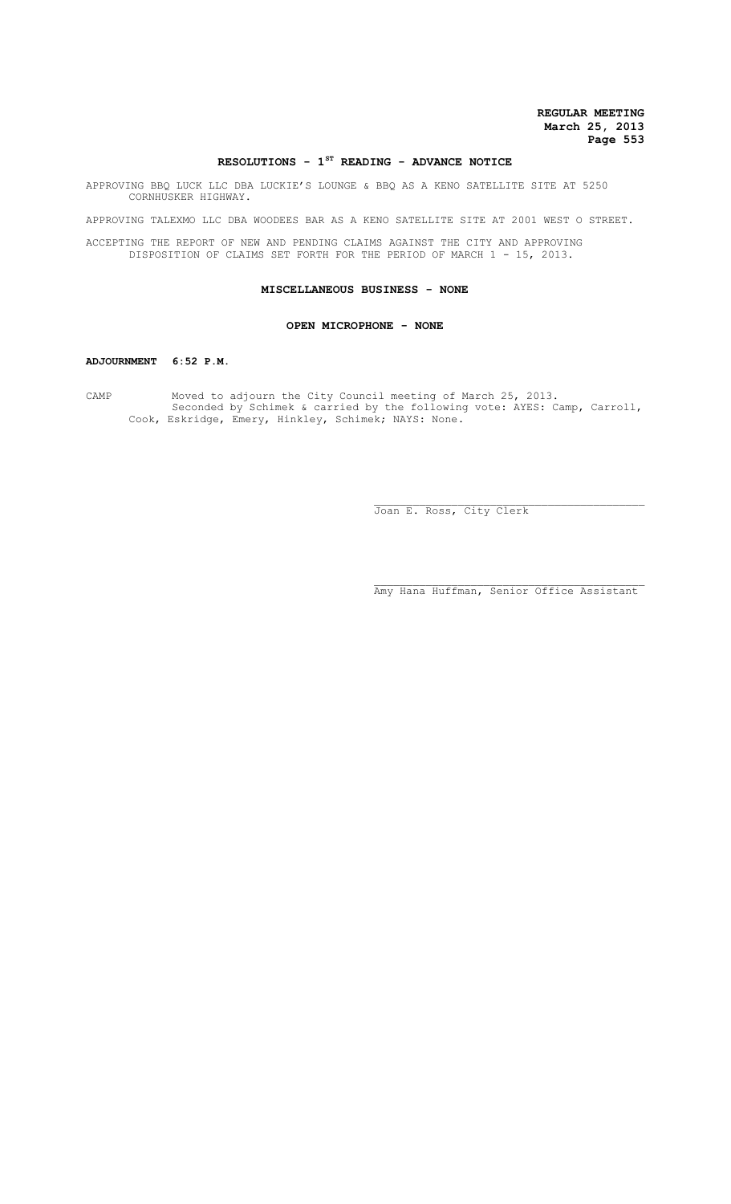## RESOLUTIONS - 1ST READING - ADVANCE NOTICE

APPROVING BBQ LUCK LLC DBA LUCKIE'S LOUNGE & BBQ AS A KENO SATELLITE SITE AT 5250 CORNHUSKER HIGHWAY.

APPROVING TALEXMO LLC DBA WOODEES BAR AS A KENO SATELLITE SITE AT 2001 WEST O STREET.

ACCEPTING THE REPORT OF NEW AND PENDING CLAIMS AGAINST THE CITY AND APPROVING DISPOSITION OF CLAIMS SET FORTH FOR THE PERIOD OF MARCH 1 - 15, 2013.

## MISCELLANEOUS BUSINESS - NONE

## OPEN MICROPHONE - NONE

**ADJOURNMENT 6:52 P.M.**

CAMP Moved to adjourn the City Council meeting of March 25, 2013. Seconded by Schimek & carried by the following vote: AYES: Camp, Carroll, Cook, Eskridge, Emery, Hinkley, Schimek; NAYS: None.

\_\_\_\_\_\_\_\_\_\_\_\_\_\_\_\_\_\_\_\_\_\_\_\_\_\_\_\_\_\_\_\_\_\_\_\_\_\_\_\_
Joan E. Ross, City Clerk

\_\_\_\_\_\_\_\_\_\_\_\_\_\_\_\_\_\_\_\_\_\_\_\_\_\_\_\_\_\_\_\_\_\_\_\_\_\_\_\_
Amy Hana Huffman, Senior Office Assistant